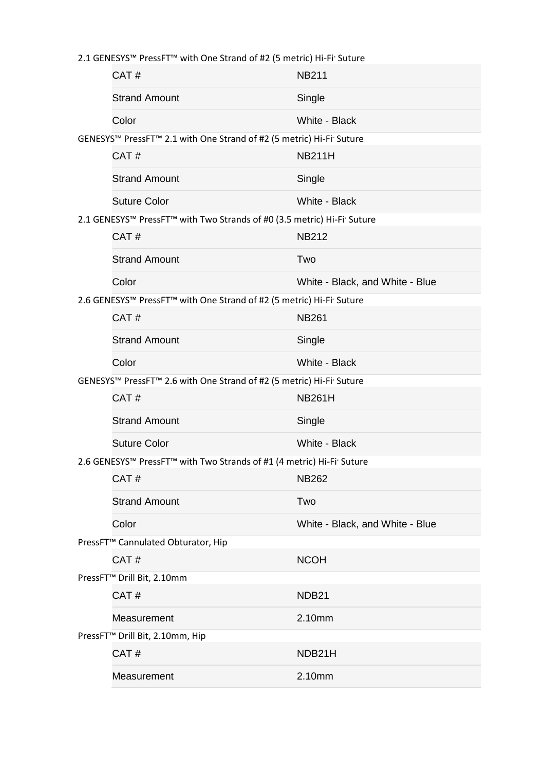2.1 GENESYS™ PressFT™ with One Strand of #2 (5 metric) Hi-Fi· Suture

| CAT # | NB211 |
|---|---|
| Strand Amount | Single |
| Color | White - Black |

GENESYS™ PressFT™ 2.1 with One Strand of #2 (5 metric) Hi-Fi· Suture

| CAT # | NB211H |
|---|---|
| Strand Amount | Single |
| Suture Color | White - Black |

2.1 GENESYS™ PressFT™ with Two Strands of #0 (3.5 metric) Hi-Fi· Suture

| CAT # | NB212 |
|---|---|
| Strand Amount | Two |
| Color | White - Black, and White - Blue |

2.6 GENESYS™ PressFT™ with One Strand of #2 (5 metric) Hi-Fi· Suture

| CAT # | NB261 |
|---|---|
| Strand Amount | Single |
| Color | White - Black |

GENESYS™ PressFT™ 2.6 with One Strand of #2 (5 metric) Hi-Fi· Suture

| CAT # | NB261H |
|---|---|
| Strand Amount | Single |
| Suture Color | White - Black |

2.6 GENESYS™ PressFT™ with Two Strands of #1 (4 metric) Hi-Fi· Suture

| CAT # | NB262 |
|---|---|
| Strand Amount | Two |
| Color | White - Black, and White - Blue |

PressFT™ Cannulated Obturator, Hip

| CAT # | NCOH |
|---|---|

PressFT™ Drill Bit, 2.10mm

| CAT # | NDB21 |
|---|---|
| Measurement | 2.10mm |

PressFT™ Drill Bit, 2.10mm, Hip

| CAT # | NDB21H |
|---|---|
| Measurement | 2.10mm |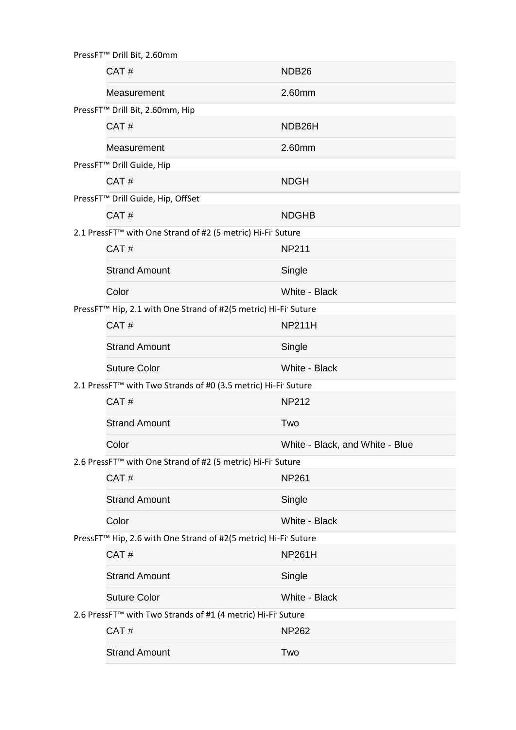PressFT™ Drill Bit, 2.60mm

| | |
|---|---|
| CAT # | NDB26 |
| Measurement | 2.60mm |

PressFT™ Drill Bit, 2.60mm, Hip

| | |
|---|---|
| CAT # | NDB26H |
| Measurement | 2.60mm |

PressFT™ Drill Guide, Hip

| | |
|---|---|
| CAT # | NDGH |

PressFT™ Drill Guide, Hip, OffSet

| | |
|---|---|
| CAT # | NDGHB |

2.1 PressFT™ with One Strand of #2 (5 metric) Hi-Fi® Suture

| | |
|---|---|
| CAT # | NP211 |
| Strand Amount | Single |
| Color | White - Black |

PressFT™ Hip, 2.1 with One Strand of #2(5 metric) Hi-Fi® Suture

| | |
|---|---|
| CAT # | NP211H |
| Strand Amount | Single |
| Suture Color | White - Black |

2.1 PressFT™ with Two Strands of #0 (3.5 metric) Hi-Fi® Suture

| | |
|---|---|
| CAT # | NP212 |
| Strand Amount | Two |
| Color | White - Black, and White - Blue |

2.6 PressFT™ with One Strand of #2 (5 metric) Hi-Fi® Suture

| | |
|---|---|
| CAT # | NP261 |
| Strand Amount | Single |
| Color | White - Black |

PressFT™ Hip, 2.6 with One Strand of #2(5 metric) Hi-Fi® Suture

| | |
|---|---|
| CAT # | NP261H |
| Strand Amount | Single |
| Suture Color | White - Black |

2.6 PressFT™ with Two Strands of #1 (4 metric) Hi-Fi® Suture

| | |
|---|---|
| CAT # | NP262 |
| Strand Amount | Two |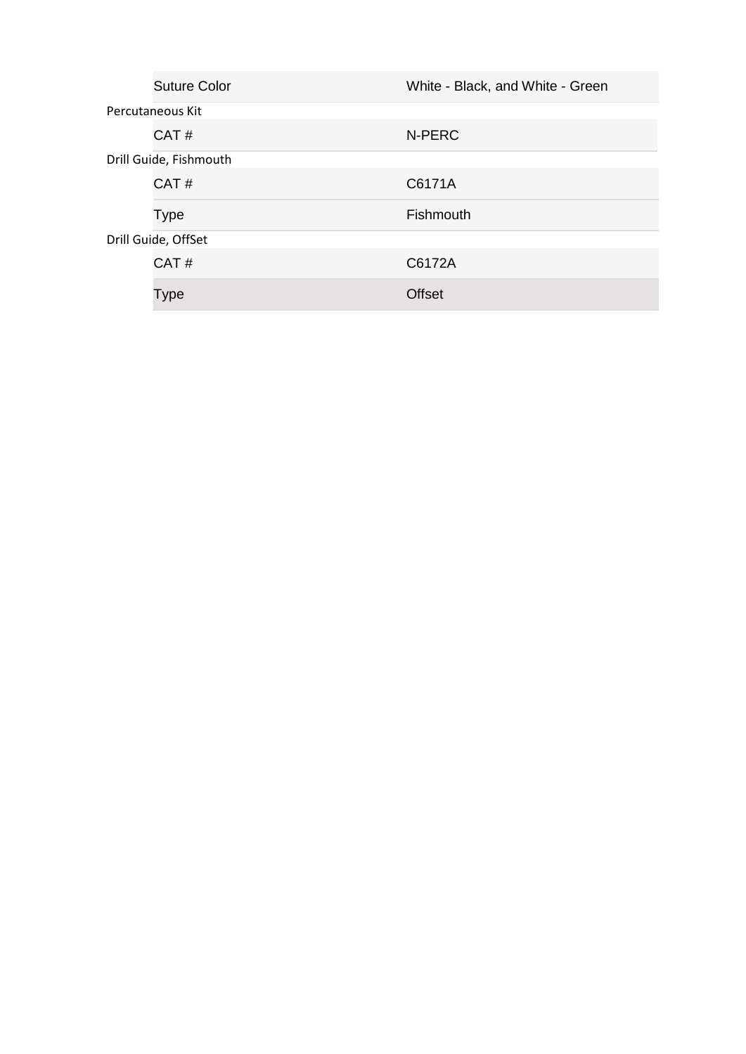| | |
|---|---|
| Suture Color | White - Black, and White - Green |

Percutaneous Kit

| | |
|---|---|
| CAT # | N-PERC |

Drill Guide, Fishmouth

| | |
|---|---|
| CAT # | C6171A |
| Type | Fishmouth |

Drill Guide, OffSet

| | |
|---|---|
| CAT # | C6172A |
| Type | Offset |